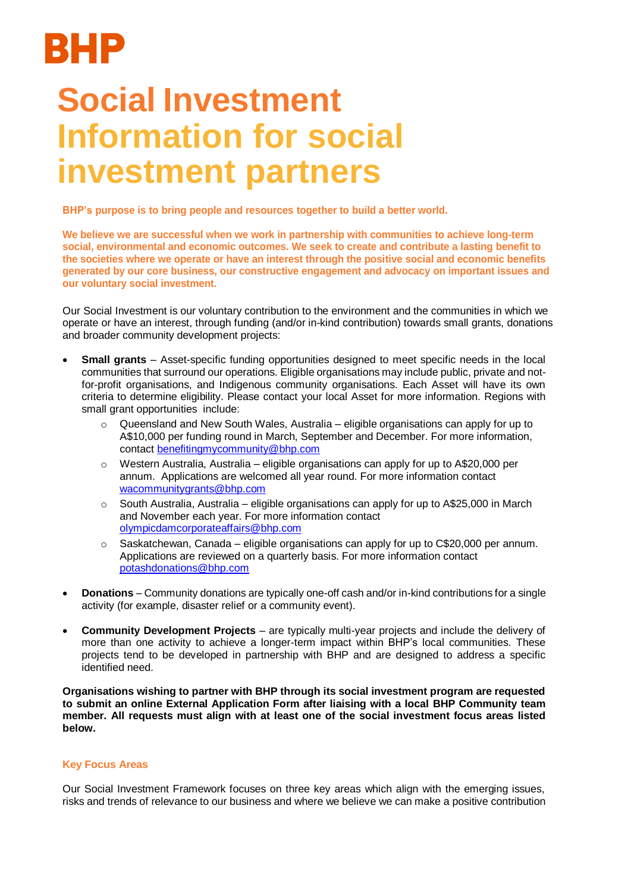BHP

# Social Investment Information for social investment partners

**BHP's purpose is to bring people and resources together to build a better world.**

**We believe we are successful when we work in partnership with communities to achieve long-term social, environmental and economic outcomes. We seek to create and contribute a lasting benefit to the societies where we operate or have an interest through the positive social and economic benefits generated by our core business, our constructive engagement and advocacy on important issues and our voluntary social investment.**

Our Social Investment is our voluntary contribution to the environment and the communities in which we operate or have an interest, through funding (and/or in-kind contribution) towards small grants, donations and broader community development projects:

- **Small grants** – Asset-specific funding opportunities designed to meet specific needs in the local communities that surround our operations. Eligible organisations may include public, private and not-for-profit organisations, and Indigenous community organisations. Each Asset will have its own criteria to determine eligibility. Please contact your local Asset for more information. Regions with small grant opportunities include:
    - Queensland and New South Wales, Australia – eligible organisations can apply for up to A$10,000 per funding round in March, September and December. For more information, contact benefitingmycommunity@bhp.com
    - Western Australia, Australia – eligible organisations can apply for up to A$20,000 per annum. Applications are welcomed all year round. For more information contact wacommunitygrants@bhp.com
    - South Australia, Australia – eligible organisations can apply for up to A$25,000 in March and November each year. For more information contact olympicdamcorporateaffairs@bhp.com
    - Saskatchewan, Canada – eligible organisations can apply for up to C$20,000 per annum. Applications are reviewed on a quarterly basis. For more information contact potashdonations@bhp.com
- **Donations** – Community donations are typically one-off cash and/or in-kind contributions for a single activity (for example, disaster relief or a community event).
- **Community Development Projects** – are typically multi-year projects and include the delivery of more than one activity to achieve a longer-term impact within BHP's local communities. These projects tend to be developed in partnership with BHP and are designed to address a specific identified need.

**Organisations wishing to partner with BHP through its social investment program are requested to submit an online External Application Form after liaising with a local BHP Community team member. All requests must align with at least one of the social investment focus areas listed below.**

### Key Focus Areas

Our Social Investment Framework focuses on three key areas which align with the emerging issues, risks and trends of relevance to our business and where we believe we can make a positive contribution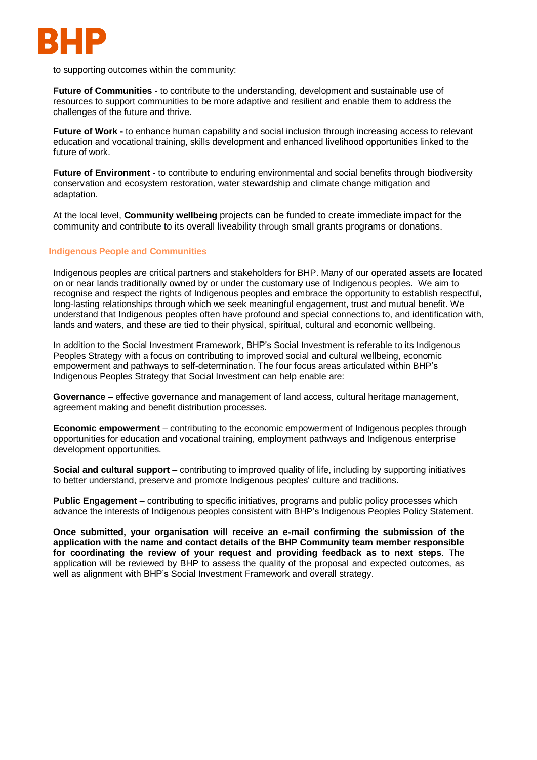to supporting outcomes within the community:

**Future of Communities** - to contribute to the understanding, development and sustainable use of resources to support communities to be more adaptive and resilient and enable them to address the challenges of the future and thrive.

**Future of Work -** to enhance human capability and social inclusion through increasing access to relevant education and vocational training, skills development and enhanced livelihood opportunities linked to the future of work.

**Future of Environment -** to contribute to enduring environmental and social benefits through biodiversity conservation and ecosystem restoration, water stewardship and climate change mitigation and adaptation.

At the local level, **Community wellbeing** projects can be funded to create immediate impact for the community and contribute to its overall liveability through small grants programs or donations.

## Indigenous People and Communities

Indigenous peoples are critical partners and stakeholders for BHP. Many of our operated assets are located on or near lands traditionally owned by or under the customary use of Indigenous peoples. We aim to recognise and respect the rights of Indigenous peoples and embrace the opportunity to establish respectful, long-lasting relationships through which we seek meaningful engagement, trust and mutual benefit. We understand that Indigenous peoples often have profound and special connections to, and identification with, lands and waters, and these are tied to their physical, spiritual, cultural and economic wellbeing.

In addition to the Social Investment Framework, BHP's Social Investment is referable to its Indigenous Peoples Strategy with a focus on contributing to improved social and cultural wellbeing, economic empowerment and pathways to self-determination. The four focus areas articulated within BHP's Indigenous Peoples Strategy that Social Investment can help enable are:

**Governance –** effective governance and management of land access, cultural heritage management, agreement making and benefit distribution processes.

**Economic empowerment** – contributing to the economic empowerment of Indigenous peoples through opportunities for education and vocational training, employment pathways and Indigenous enterprise development opportunities.

**Social and cultural support** – contributing to improved quality of life, including by supporting initiatives to better understand, preserve and promote Indigenous peoples' culture and traditions.

**Public Engagement** – contributing to specific initiatives, programs and public policy processes which advance the interests of Indigenous peoples consistent with BHP's Indigenous Peoples Policy Statement.

**Once submitted, your organisation will receive an e-mail confirming the submission of the application with the name and contact details of the BHP Community team member responsible for coordinating the review of your request and providing feedback as to next steps**. The application will be reviewed by BHP to assess the quality of the proposal and expected outcomes, as well as alignment with BHP's Social Investment Framework and overall strategy.